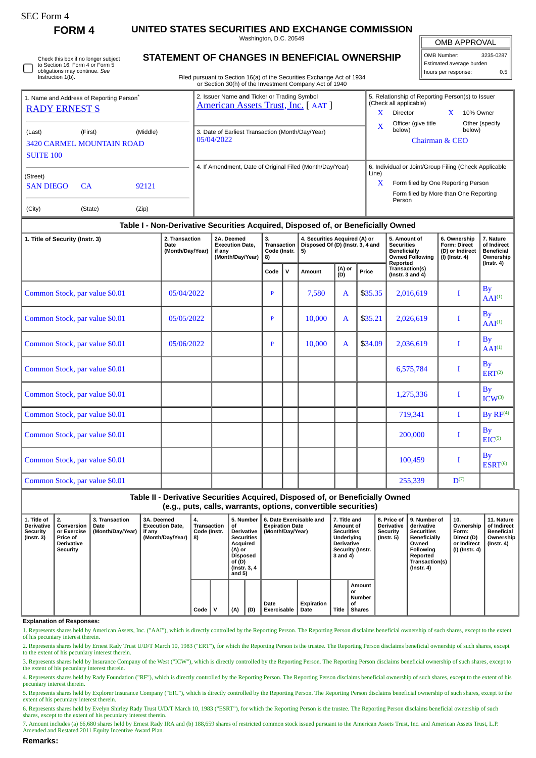SEC Form 4

# FORM 4

## UNITED STATES SECURITIES AND EXCHANGE COMMISSION

Washington, D.C. 20549

## STATEMENT OF CHANGES IN BENEFICIAL OWNERSHIP

Filed pursuant to Section 16(a) of the Securities Exchange Act of 1934 or Section 30(h) of the Investment Company Act of 1940

| OMB APPROVAL | |
|---|---|
| OMB Number: | 3235-0287 |
| Estimated average burden | |
| hours per response: | 0.5 |

☐ Check this box if no longer subject to Section 16. Form 4 or Form 5 obligations may continue. *See* Instruction 1(b).

1. Name and Address of Reporting Person*
RADY ERNEST S

(Last) (First) (Middle)
3420 CARMEL MOUNTAIN ROAD
SUITE 100

(Street)
SAN DIEGO CA 92121

(City) (State) (Zip)

2. Issuer Name **and** Ticker or Trading Symbol
American Assets Trust, Inc. [ AAT ]

3. Date of Earliest Transaction (Month/Day/Year)
05/04/2022

4. If Amendment, Date of Original Filed (Month/Day/Year)

5. Relationship of Reporting Person(s) to Issuer (Check all applicable)
X Director
X 10% Owner
X Officer (give title below)
Other (specify below)
Chairman & CEO

6. Individual or Joint/Group Filing (Check Applicable Line)
X Form filed by One Reporting Person
Form filed by More than One Reporting Person

### Table I - Non-Derivative Securities Acquired, Disposed of, or Beneficially Owned

| 1. Title of Security (Instr. 3) | 2. Transaction Date (Month/Day/Year) | 2A. Deemed Execution Date, if any (Month/Day/Year) | 3. Transaction Code (Instr. 8) | | 4. Securities Acquired (A) or Disposed Of (D) (Instr. 3, 4 and 5) | | | 5. Amount of Securities Beneficially Owned Following Reported Transaction(s) (Instr. 3 and 4) | 6. Ownership Form: Direct (D) or Indirect (I) (Instr. 4) | 7. Nature of Indirect Beneficial Ownership (Instr. 4) |
|---|---|---|---|---|---|---|---|---|---|---|
| | | | Code | V | Amount | (A) or (D) | Price | | | |
| Common Stock, par value $0.01 | 05/04/2022 | | P | | 7,580 | A | $35.35 | 2,016,619 | I | By AAI[1] |
| Common Stock, par value $0.01 | 05/05/2022 | | P | | 10,000 | A | $35.21 | 2,026,619 | I | By AAI[1] |
| Common Stock, par value $0.01 | 05/06/2022 | | P | | 10,000 | A | $34.09 | 2,036,619 | I | By AAI[1] |
| Common Stock, par value $0.01 | | | | | | | | 6,575,784 | I | By ERT[2] |
| Common Stock, par value $0.01 | | | | | | | | 1,275,336 | I | By ICW[3] |
| Common Stock, par value $0.01 | | | | | | | | 719,341 | I | By RF[4] |
| Common Stock, par value $0.01 | | | | | | | | 200,000 | I | By EIC[5] |
| Common Stock, par value $0.01 | | | | | | | | 100,459 | I | By ESRT[6] |
| Common Stock, par value $0.01 | | | | | | | | 255,339 | D[7] | |

### Table II - Derivative Securities Acquired, Disposed of, or Beneficially Owned (e.g., puts, calls, warrants, options, convertible securities)

| 1. Title of Derivative Security (Instr. 3) | 2. Conversion or Exercise Price of Derivative Security | 3. Transaction Date (Month/Day/Year) | 3A. Deemed Execution Date, if any (Month/Day/Year) | 4. Transaction Code (Instr. 8) | | 5. Number of Derivative Securities Acquired (A) or Disposed of (D) (Instr. 3, 4 and 5) | | 6. Date Exercisable and Expiration Date (Month/Day/Year) | | 7. Title and Amount of Securities Underlying Derivative Security (Instr. 3 and 4) | | 8. Price of Derivative Security (Instr. 5) | 9. Number of derivative Securities Beneficially Owned Following Reported Transaction(s) (Instr. 4) | 10. Ownership Form: Direct (D) or Indirect (I) (Instr. 4) | 11. Nature of Indirect Beneficial Ownership (Instr. 4) |
|---|---|---|---|---|---|---|---|---|---|---|---|---|---|---|---|
| | | | | Code | V | (A) | (D) | Date Exercisable | Expiration Date | Title | Amount or Number of Shares | | | | |

**Explanation of Responses:**

1. Represents shares held by American Assets, Inc. ("AAI"), which is directly controlled by the Reporting Person. The Reporting Person disclaims beneficial ownership of such shares, except to the extent of his pecuniary interest therein.

2. Represents shares held by Ernest Rady Trust U/D/T March 10, 1983 ("ERT"), for which the Reporting Person is the trustee. The Reporting Person disclaims beneficial ownership of such shares, except to the extent of his pecuniary interest therein.

3. Represents shares held by Insurance Company of the West ("ICW"), which is directly controlled by the Reporting Person. The Reporting Person disclaims beneficial ownership of such shares, except to the extent of his pecuniary interest therein.

4. Represents shares held by Rady Foundation ("RF"), which is directly controlled by the Reporting Person. The Reporting Person disclaims beneficial ownership of such shares, except to the extent of his pecuniary interest therein.

5. Represents shares held by Explorer Insurance Company ("EIC"), which is directly controlled by the Reporting Person. The Reporting Person disclaims beneficial ownership of such shares, except to the extent of his pecuniary interest therein.

6. Represents shares held by Evelyn Shirley Rady Trust U/D/T March 10, 1983 ("ESRT"), for which the Reporting Person is the trustee. The Reporting Person disclaims beneficial ownership of such shares, except to the extent of his pecuniary interest therein.

7. Amount includes (a) 66,680 shares held by Ernest Rady IRA and (b) 188,659 shares of restricted common stock issued pursuant to the American Assets Trust, Inc. and American Assets Trust, L.P. Amended and Restated 2011 Equity Incentive Award Plan.

**Remarks:**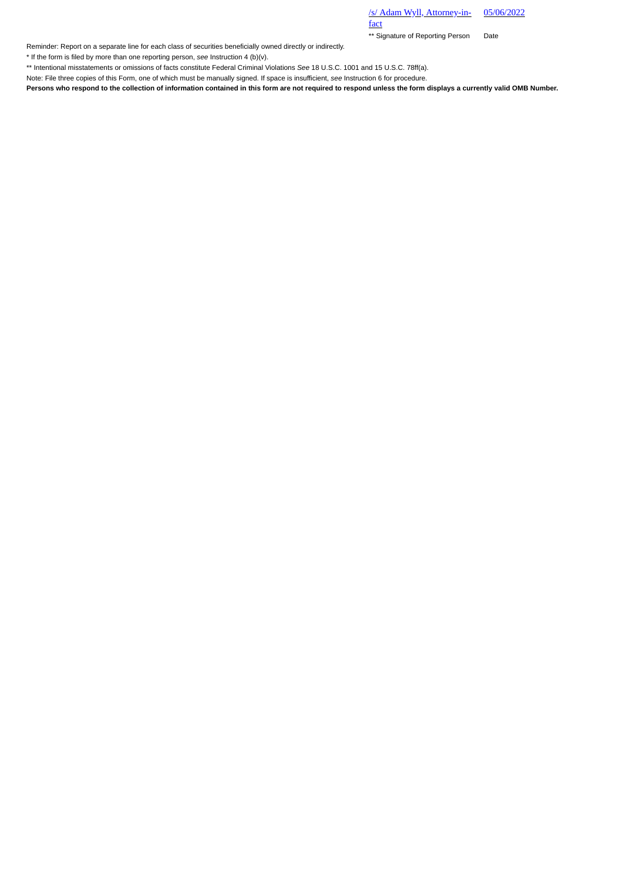| | |
|---|---|
| /s/ Adam Wyll, Attorney-in-fact | 05/06/2022 |
| ** Signature of Reporting Person | Date |

Reminder: Report on a separate line for each class of securities beneficially owned directly or indirectly.

* If the form is filed by more than one reporting person, *see* Instruction 4 (b)(v).

** Intentional misstatements or omissions of facts constitute Federal Criminal Violations *See* 18 U.S.C. 1001 and 15 U.S.C. 78ff(a).

Note: File three copies of this Form, one of which must be manually signed. If space is insufficient, *see* Instruction 6 for procedure.

**Persons who respond to the collection of information contained in this form are not required to respond unless the form displays a currently valid OMB Number.**